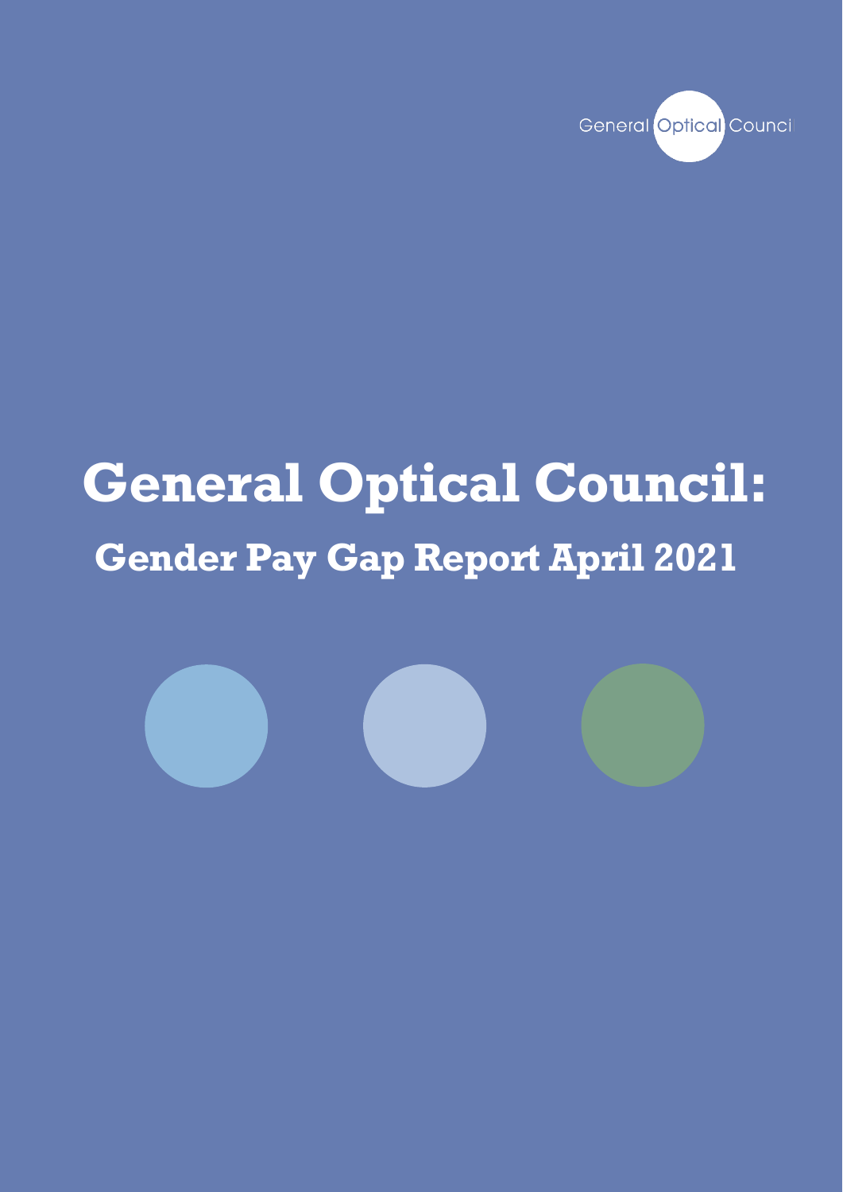General Optical Council

# General Optical Council:

## Gender Pay Gap Report April 2021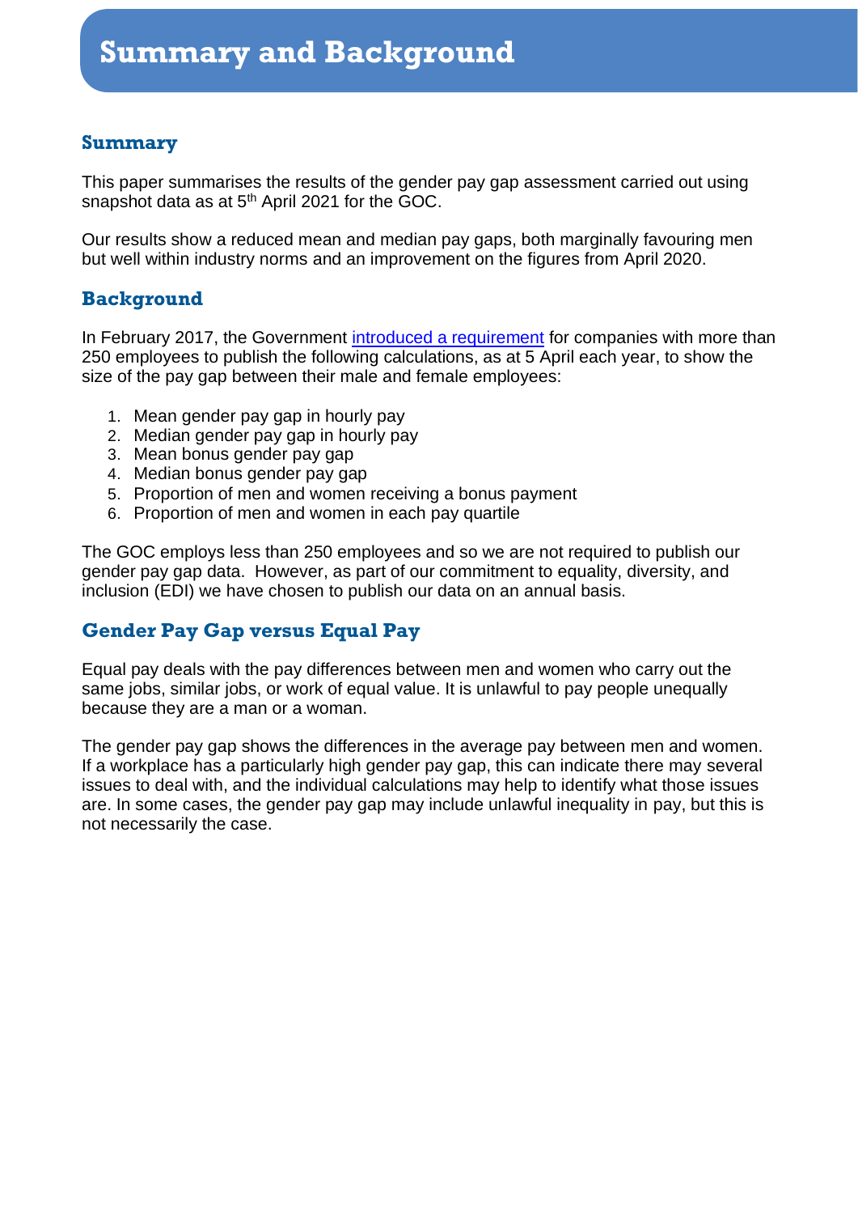# Summary and Background

## Summary

This paper summarises the results of the gender pay gap assessment carried out using snapshot data as at 5th April 2021 for the GOC.

Our results show a reduced mean and median pay gaps, both marginally favouring men but well within industry norms and an improvement on the figures from April 2020.

## Background

In February 2017, the Government introduced a requirement for companies with more than 250 employees to publish the following calculations, as at 5 April each year, to show the size of the pay gap between their male and female employees:

1. Mean gender pay gap in hourly pay
2. Median gender pay gap in hourly pay
3. Mean bonus gender pay gap
4. Median bonus gender pay gap
5. Proportion of men and women receiving a bonus payment
6. Proportion of men and women in each pay quartile

The GOC employs less than 250 employees and so we are not required to publish our gender pay gap data. However, as part of our commitment to equality, diversity, and inclusion (EDI) we have chosen to publish our data on an annual basis.

## Gender Pay Gap versus Equal Pay

Equal pay deals with the pay differences between men and women who carry out the same jobs, similar jobs, or work of equal value. It is unlawful to pay people unequally because they are a man or a woman.

The gender pay gap shows the differences in the average pay between men and women. If a workplace has a particularly high gender pay gap, this can indicate there may several issues to deal with, and the individual calculations may help to identify what those issues are. In some cases, the gender pay gap may include unlawful inequality in pay, but this is not necessarily the case.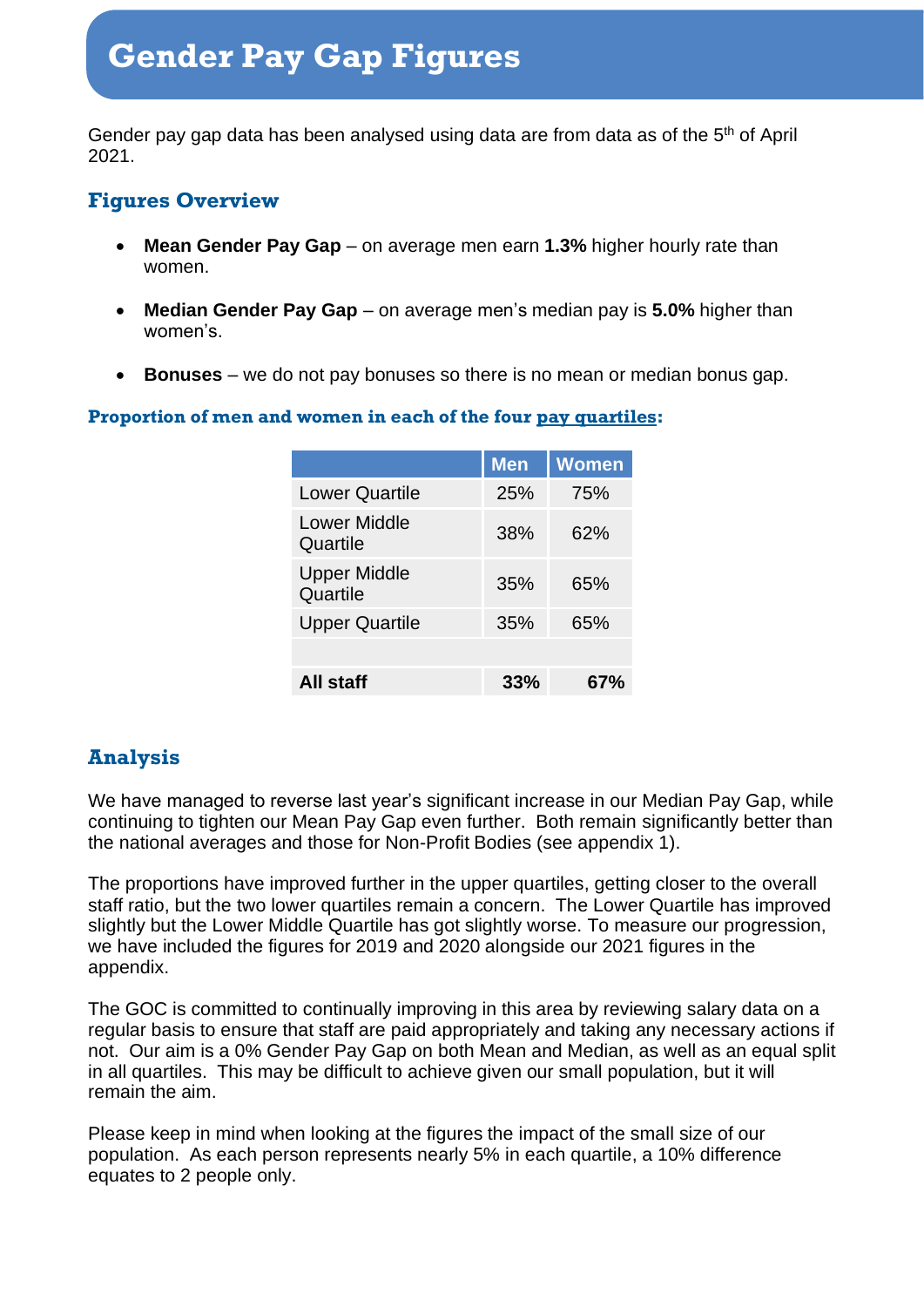# Gender Pay Gap Figures

Gender pay gap data has been analysed using data are from data as of the 5th of April 2021.

## Figures Overview

- **Mean Gender Pay Gap** – on average men earn **1.3%** higher hourly rate than women.
- **Median Gender Pay Gap** – on average men's median pay is **5.0%** higher than women's.
- **Bonuses** – we do not pay bonuses so there is no mean or median bonus gap.

### Proportion of men and women in each of the four pay quartiles:

| | Men | Women |
|---|---|---|
| Lower Quartile | 25% | 75% |
| Lower Middle Quartile | 38% | 62% |
| Upper Middle Quartile | 35% | 65% |
| Upper Quartile | 35% | 65% |
| | | |
| **All staff** | **33%** | **67%** |

## Analysis

We have managed to reverse last year's significant increase in our Median Pay Gap, while continuing to tighten our Mean Pay Gap even further. Both remain significantly better than the national averages and those for Non-Profit Bodies (see appendix 1).

The proportions have improved further in the upper quartiles, getting closer to the overall staff ratio, but the two lower quartiles remain a concern. The Lower Quartile has improved slightly but the Lower Middle Quartile has got slightly worse. To measure our progression, we have included the figures for 2019 and 2020 alongside our 2021 figures in the appendix.

The GOC is committed to continually improving in this area by reviewing salary data on a regular basis to ensure that staff are paid appropriately and taking any necessary actions if not. Our aim is a 0% Gender Pay Gap on both Mean and Median, as well as an equal split in all quartiles. This may be difficult to achieve given our small population, but it will remain the aim.

Please keep in mind when looking at the figures the impact of the small size of our population. As each person represents nearly 5% in each quartile, a 10% difference equates to 2 people only.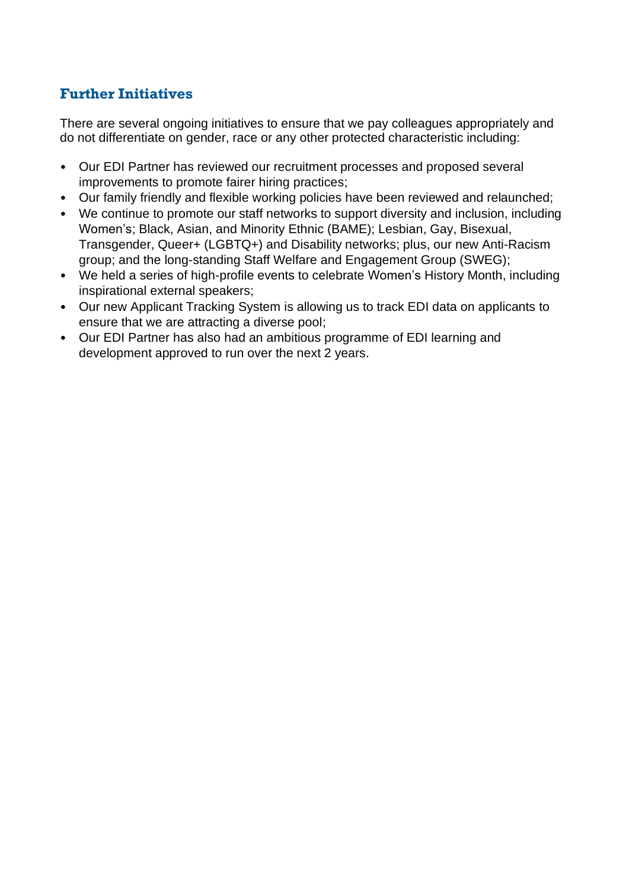## Further Initiatives

There are several ongoing initiatives to ensure that we pay colleagues appropriately and do not differentiate on gender, race or any other protected characteristic including:

- Our EDI Partner has reviewed our recruitment processes and proposed several improvements to promote fairer hiring practices;
- Our family friendly and flexible working policies have been reviewed and relaunched;
- We continue to promote our staff networks to support diversity and inclusion, including Women's; Black, Asian, and Minority Ethnic (BAME); Lesbian, Gay, Bisexual, Transgender, Queer+ (LGBTQ+) and Disability networks; plus, our new Anti-Racism group; and the long-standing Staff Welfare and Engagement Group (SWEG);
- We held a series of high-profile events to celebrate Women's History Month, including inspirational external speakers;
- Our new Applicant Tracking System is allowing us to track EDI data on applicants to ensure that we are attracting a diverse pool;
- Our EDI Partner has also had an ambitious programme of EDI learning and development approved to run over the next 2 years.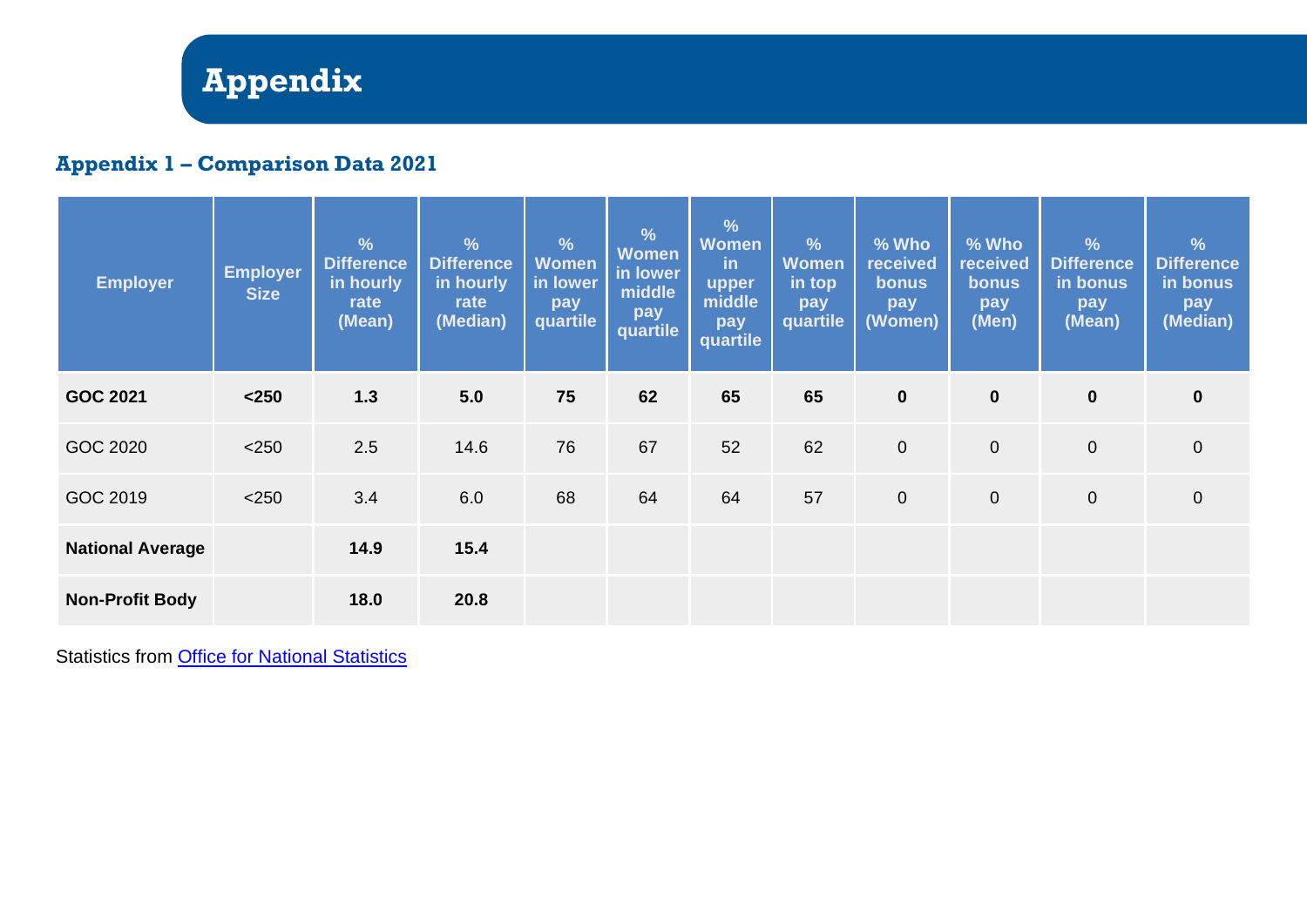# Appendix

## Appendix 1 – Comparison Data 2021

| Employer | Employer Size | % Difference in hourly rate (Mean) | % Difference in hourly rate (Median) | % Women in lower pay quartile | % Women in lower middle pay quartile | % Women in upper middle pay quartile | % Women in top pay quartile | % Who received bonus pay (Women) | % Who received bonus pay (Men) | % Difference in bonus pay (Mean) | % Difference in bonus pay (Median) |
|---|---|---|---|---|---|---|---|---|---|---|---|
| **GOC 2021** | **<250** | **1.3** | **5.0** | **75** | **62** | **65** | **65** | **0** | **0** | **0** | **0** |
| GOC 2020 | <250 | 2.5 | 14.6 | 76 | 67 | 52 | 62 | 0 | 0 | 0 | 0 |
| GOC 2019 | <250 | 3.4 | 6.0 | 68 | 64 | 64 | 57 | 0 | 0 | 0 | 0 |
| **National Average** | | **14.9** | **15.4** | | | | | | | | |
| **Non-Profit Body** | | **18.0** | **20.8** | | | | | | | | |

Statistics from [Office for National Statistics]